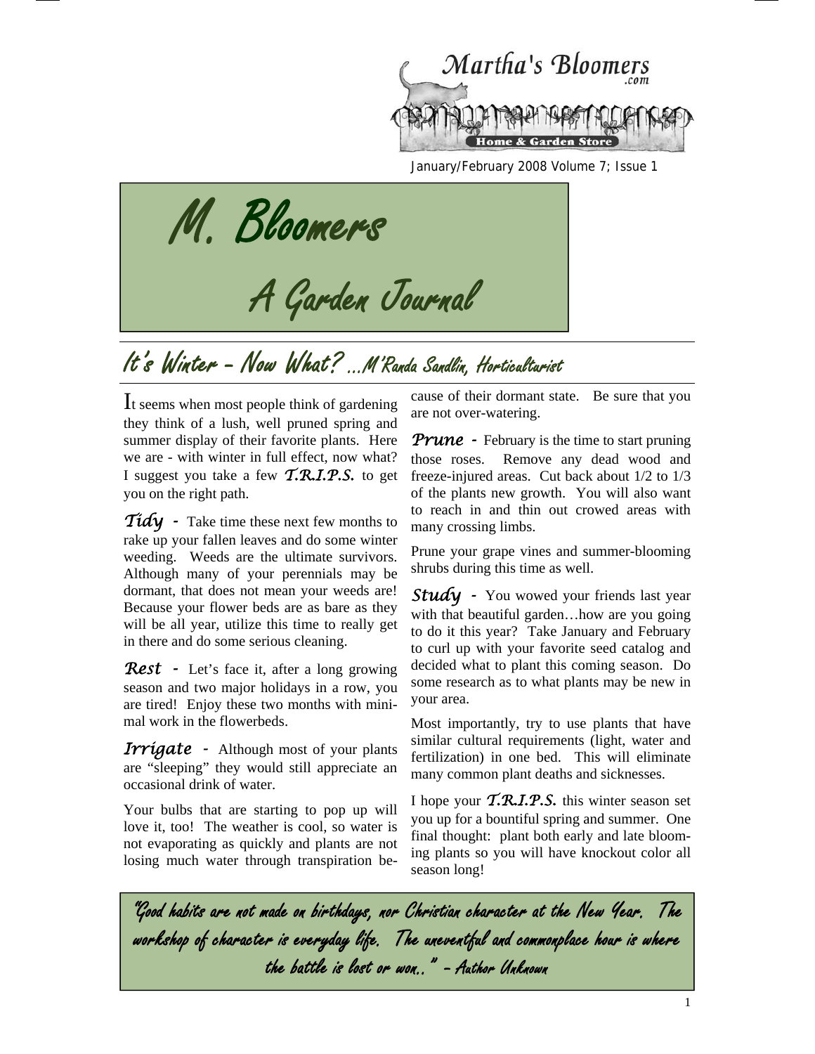Martha's Bloomers .com

Home & Garden Store

January/February 2008 Volume 7; Issue 1

# M. Bloomers

# A Garden Journal

## It's Winter – Now What? …M'Randa Sandlin, Horticulturist

It seems when most people think of gardening they think of a lush, well pruned spring and summer display of their favorite plants. Here we are - with winter in full effect, now what? I suggest you take a few ***T.R.I.P.S.*** to get you on the right path.

***Tidy*** **-** Take time these next few months to rake up your fallen leaves and do some winter weeding. Weeds are the ultimate survivors. Although many of your perennials may be dormant, that does not mean your weeds are! Because your flower beds are as bare as they will be all year, utilize this time to really get in there and do some serious cleaning.

***Rest*** **-** Let's face it, after a long growing season and two major holidays in a row, you are tired! Enjoy these two months with minimal work in the flowerbeds.

***Irrigate*** **-** Although most of your plants are "sleeping" they would still appreciate an occasional drink of water.

Your bulbs that are starting to pop up will love it, too! The weather is cool, so water is not evaporating as quickly and plants are not losing much water through transpiration because of their dormant state. Be sure that you are not over-watering.

***Prune*** **-** February is the time to start pruning those roses. Remove any dead wood and freeze-injured areas. Cut back about 1/2 to 1/3 of the plants new growth. You will also want to reach in and thin out crowed areas with many crossing limbs.

Prune your grape vines and summer-blooming shrubs during this time as well.

***Study*** **-** You wowed your friends last year with that beautiful garden…how are you going to do it this year? Take January and February to curl up with your favorite seed catalog and decided what to plant this coming season. Do some research as to what plants may be new in your area.

Most importantly, try to use plants that have similar cultural requirements (light, water and fertilization) in one bed. This will eliminate many common plant deaths and sicknesses.

I hope your ***T.R.I.P.S.*** this winter season set you up for a bountiful spring and summer. One final thought: plant both early and late blooming plants so you will have knockout color all season long!

> *"Good habits are not made on birthdays, nor Christian character at the New Year. The workshop of character is everyday life. The uneventful and commonplace hour is where the battle is lost or won.." – Author Unknown*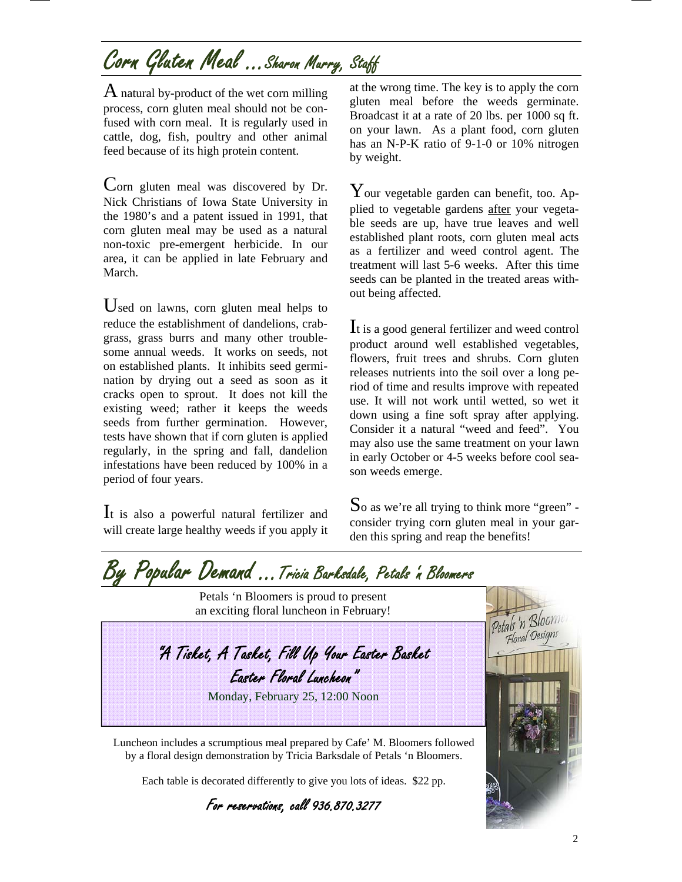## Corn Gluten Meal ...Sharon Murry, Staff

A natural by-product of the wet corn milling process, corn gluten meal should not be confused with corn meal. It is regularly used in cattle, dog, fish, poultry and other animal feed because of its high protein content.

Corn gluten meal was discovered by Dr. Nick Christians of Iowa State University in the 1980's and a patent issued in 1991, that corn gluten meal may be used as a natural non-toxic pre-emergent herbicide. In our area, it can be applied in late February and March.

Used on lawns, corn gluten meal helps to reduce the establishment of dandelions, crabgrass, grass burrs and many other troublesome annual weeds. It works on seeds, not on established plants. It inhibits seed germination by drying out a seed as soon as it cracks open to sprout. It does not kill the existing weed; rather it keeps the weeds seeds from further germination. However, tests have shown that if corn gluten is applied regularly, in the spring and fall, dandelion infestations have been reduced by 100% in a period of four years.

It is also a powerful natural fertilizer and will create large healthy weeds if you apply it at the wrong time. The key is to apply the corn gluten meal before the weeds germinate. Broadcast it at a rate of 20 lbs. per 1000 sq ft. on your lawn. As a plant food, corn gluten has an N-P-K ratio of 9-1-0 or 10% nitrogen by weight.

Your vegetable garden can benefit, too. Applied to vegetable gardens after your vegetable seeds are up, have true leaves and well established plant roots, corn gluten meal acts as a fertilizer and weed control agent. The treatment will last 5-6 weeks. After this time seeds can be planted in the treated areas without being affected.

It is a good general fertilizer and weed control product around well established vegetables, flowers, fruit trees and shrubs. Corn gluten releases nutrients into the soil over a long period of time and results improve with repeated use. It will not work until wetted, so wet it down using a fine soft spray after applying. Consider it a natural "weed and feed". You may also use the same treatment on your lawn in early October or 4-5 weeks before cool season weeds emerge.

So as we're all trying to think more "green" - consider trying corn gluten meal in your garden this spring and reap the benefits!

## By Popular Demand ...Tricia Barksdale, Petals 'n Bloomers

Petals 'n Bloomers is proud to present an exciting floral luncheon in February!

**"A Tisket, A Tasket, Fill Up Your Easter Basket Easter Floral Luncheon"**

Monday, February 25, 12:00 Noon

Luncheon includes a scrumptious meal prepared by Cafe' M. Bloomers followed by a floral design demonstration by Tricia Barksdale of Petals 'n Bloomers.

Each table is decorated differently to give you lots of ideas. $22 pp.

*For reservations, call 936.870.3277*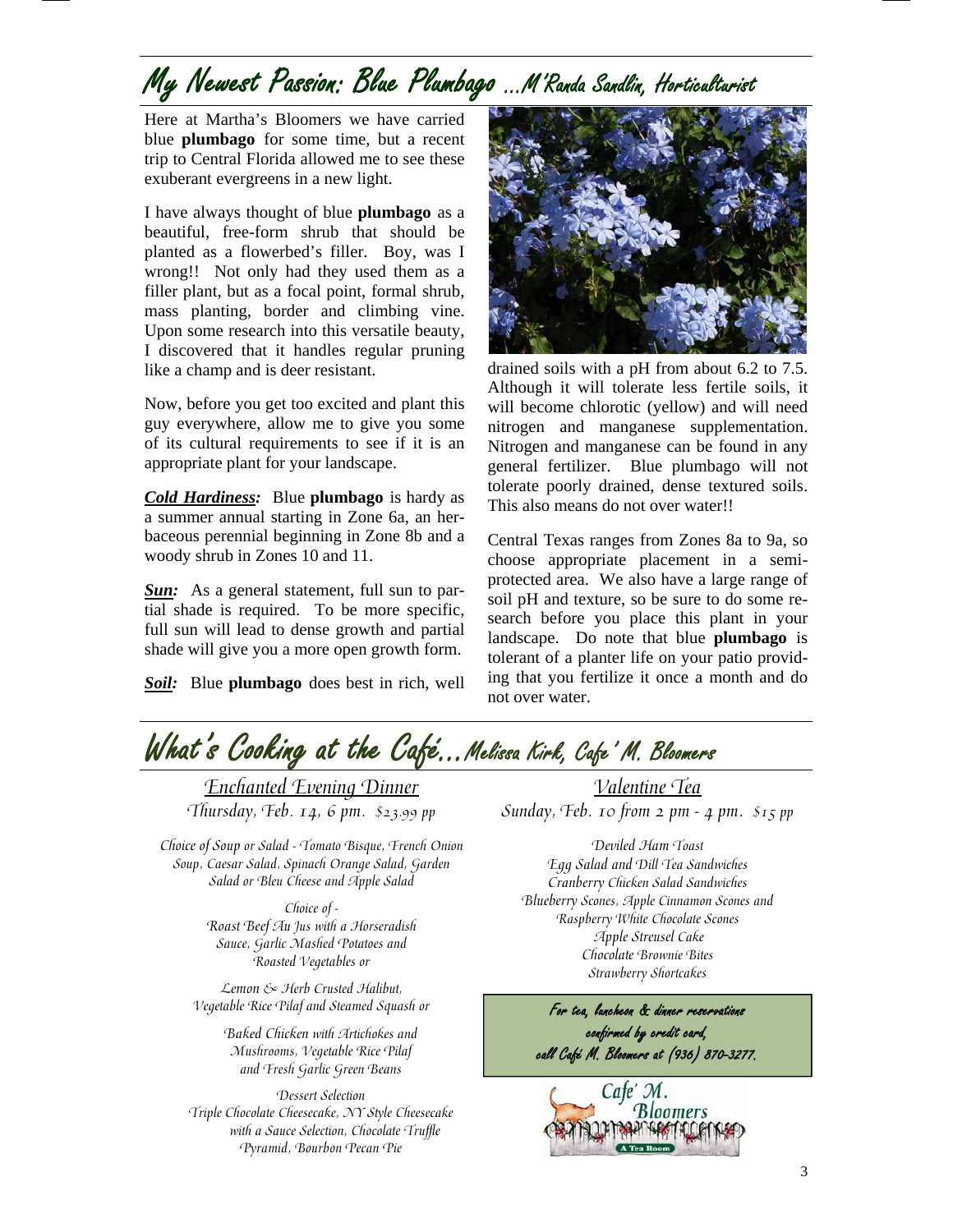# My Newest Passion: Blue Plumbago ...M'Randa Sandlin, Horticulturist

Here at Martha's Bloomers we have carried blue **plumbago** for some time, but a recent trip to Central Florida allowed me to see these exuberant evergreens in a new light.

I have always thought of blue **plumbago** as a beautiful, free-form shrub that should be planted as a flowerbed's filler. Boy, was I wrong!! Not only had they used them as a filler plant, but as a focal point, formal shrub, mass planting, border and climbing vine. Upon some research into this versatile beauty, I discovered that it handles regular pruning like a champ and is deer resistant.

Now, before you get too excited and plant this guy everywhere, allow me to give you some of its cultural requirements to see if it is an appropriate plant for your landscape.

***Cold Hardiness:*** Blue **plumbago** is hardy as a summer annual starting in Zone 6a, an herbaceous perennial beginning in Zone 8b and a woody shrub in Zones 10 and 11.

***Sun:*** As a general statement, full sun to partial shade is required. To be more specific, full sun will lead to dense growth and partial shade will give you a more open growth form.

***Soil:*** Blue **plumbago** does best in rich, well drained soils with a pH from about 6.2 to 7.5. Although it will tolerate less fertile soils, it will become chlorotic (yellow) and will need nitrogen and manganese supplementation. Nitrogen and manganese can be found in any general fertilizer. Blue plumbago will not tolerate poorly drained, dense textured soils. This also means do not over water!!

Central Texas ranges from Zones 8a to 9a, so choose appropriate placement in a semi-protected area. We also have a large range of soil pH and texture, so be sure to do some research before you place this plant in your landscape. Do note that blue **plumbago** is tolerant of a planter life on your patio providing that you fertilize it once a month and do not over water.

# What's Cooking at the Café...Melissa Kirk, Cafe' M. Bloomers

## Enchanted Evening Dinner

*Thursday, Feb. 14, 6 pm. $23.99 pp*

*Choice of Soup or Salad - Tomato Bisque, French Onion Soup, Caesar Salad, Spinach Orange Salad, Garden Salad or Bleu Cheese and Apple Salad*

*Choice of - Roast Beef Au Jus with a Horseradish Sauce, Garlic Mashed Potatoes and Roasted Vegetables or*

*Lemon & Herb Crusted Halibut, Vegetable Rice Pilaf and Steamed Squash or*

*Baked Chicken with Artichokes and Mushrooms, Vegetable Rice Pilaf and Fresh Garlic Green Beans*

*Dessert Selection*
*Triple Chocolate Cheesecake, NY Style Cheesecake with a Sauce Selection, Chocolate Truffle Pyramid, Bourbon Pecan Pie*

## Valentine Tea

*Sunday, Feb. 10 from 2 pm - 4 pm. $15 pp*

*Deviled Ham Toast*
*Egg Salad and Dill Tea Sandwiches*
*Cranberry Chicken Salad Sandwiches*
*Blueberry Scones, Apple Cinnamon Scones and Raspberry White Chocolate Scones*
*Apple Streusel Cake*
*Chocolate Brownie Bites*
*Strawberry Shortcakes*

*For tea, luncheon & dinner reservations confirmed by credit card, call Café M. Bloomers at (936) 870-3277.*

Cafe' M. Bloomers
A Tea Room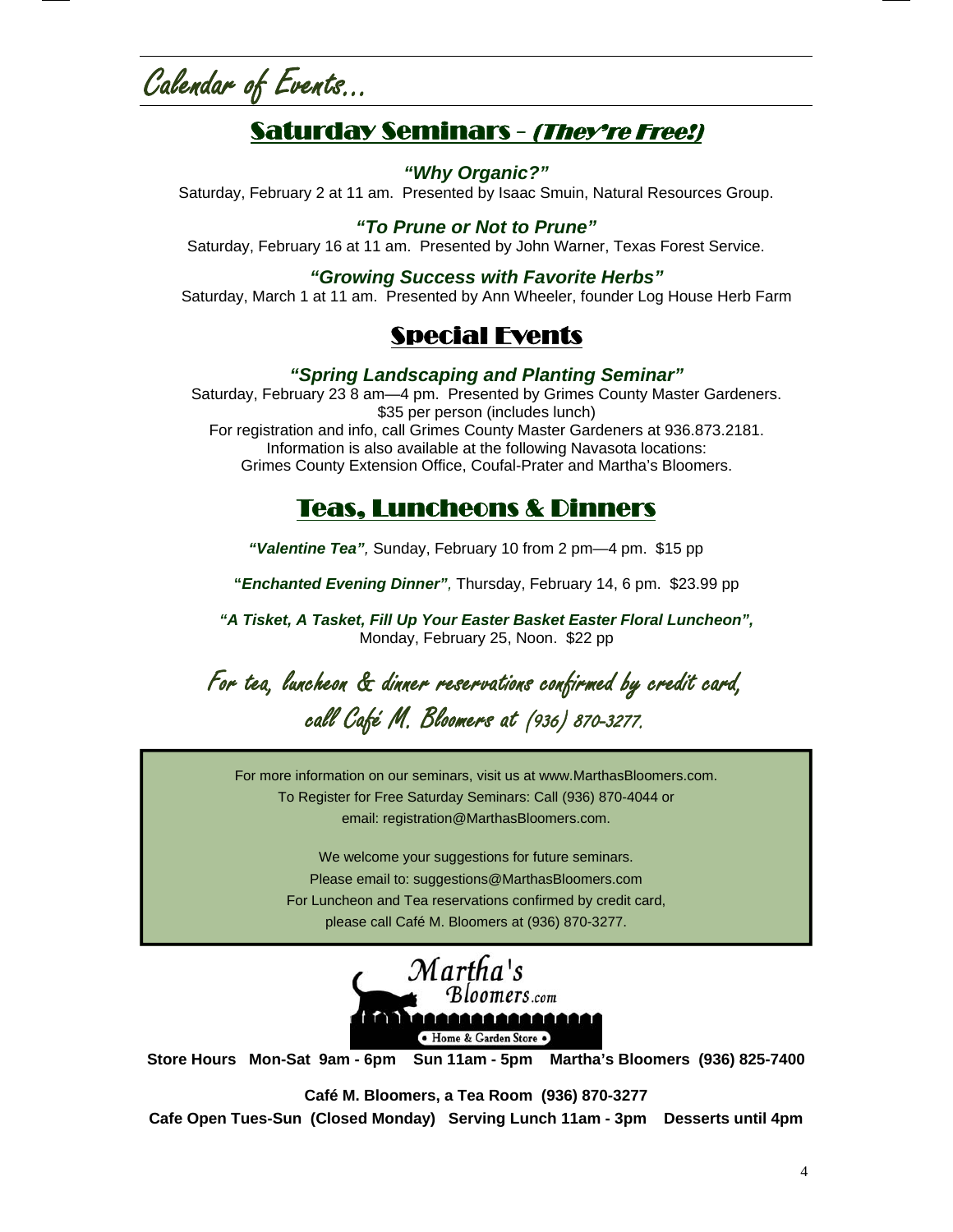# Calendar of Events...

## Saturday Seminars – *(They're Free!)*

***"Why Organic?"***
Saturday, February 2 at 11 am. Presented by Isaac Smuin, Natural Resources Group.

***"To Prune or Not to Prune"***
Saturday, February 16 at 11 am. Presented by John Warner, Texas Forest Service.

***"Growing Success with Favorite Herbs"***
Saturday, March 1 at 11 am. Presented by Ann Wheeler, founder Log House Herb Farm

## Special Events

***"Spring Landscaping and Planting Seminar"***
Saturday, February 23 8 am—4 pm. Presented by Grimes County Master Gardeners.
$35 per person (includes lunch)
For registration and info, call Grimes County Master Gardeners at 936.873.2181.
Information is also available at the following Navasota locations:
Grimes County Extension Office, Coufal-Prater and Martha's Bloomers.

## Teas, Luncheons & Dinners

***"Valentine Tea",*** Sunday, February 10 from 2 pm—4 pm. $15 pp

***"Enchanted Evening Dinner",*** Thursday, February 14, 6 pm. $23.99 pp

***"A Tisket, A Tasket, Fill Up Your Easter Basket Easter Floral Luncheon",***
Monday, February 25, Noon. $22 pp

*For tea, luncheon & dinner reservations confirmed by credit card, call Café M. Bloomers at (936) 870-3277.*

For more information on our seminars, visit us at www.MarthasBloomers.com.
To Register for Free Saturday Seminars: Call (936) 870-4044 or
email: registration@MarthasBloomers.com.

We welcome your suggestions for future seminars.
Please email to: suggestions@MarthasBloomers.com
For Luncheon and Tea reservations confirmed by credit card,
please call Café M. Bloomers at (936) 870-3277.

Martha's Bloomers.com
• Home & Garden Store •

**Store Hours Mon-Sat 9am - 6pm Sun 11am - 5pm Martha's Bloomers (936) 825-7400**

**Café M. Bloomers, a Tea Room (936) 870-3277**
**Cafe Open Tues-Sun (Closed Monday) Serving Lunch 11am - 3pm Desserts until 4pm**